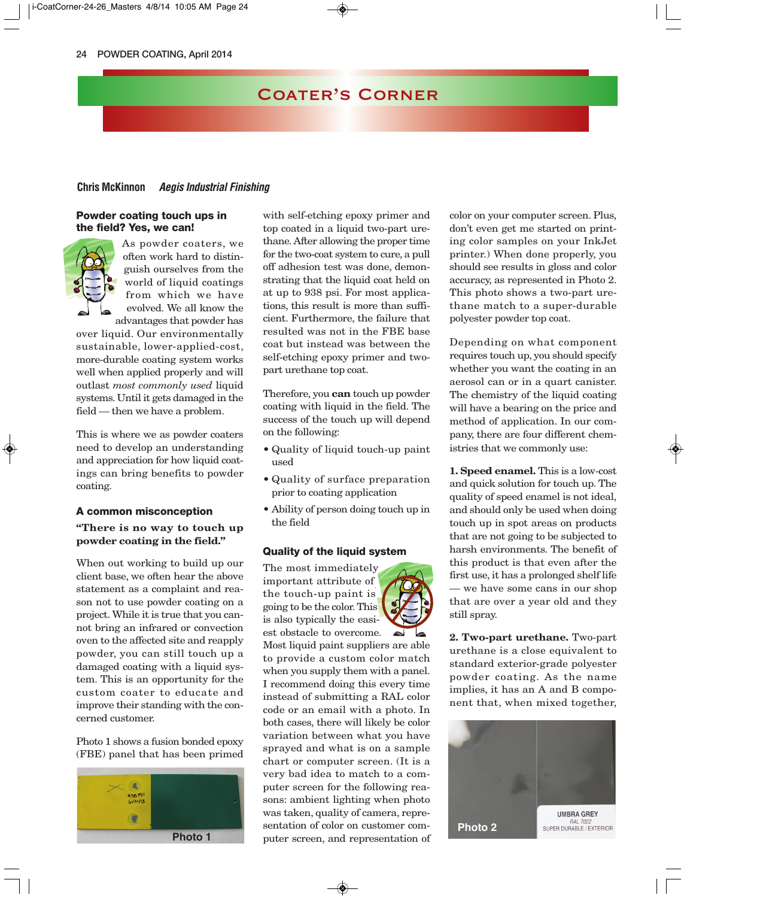# Coater's Corner

**Chris McKinnon** *Aegis Industrial Finishing*

## Powder coating touch ups in the field? Yes, we can!

As powder coaters, we often work hard to distinguish ourselves from the world of liquid coatings from which we have evolved. We all know the advantages that powder has over liquid. Our environmentally sustainable, lower-applied-cost, more-durable coating system works well when applied properly and will outlast *most commonly used* liquid systems. Until it gets damaged in the field — then we have a problem.

This is where we as powder coaters need to develop an understanding and appreciation for how liquid coatings can bring benefits to powder coating.

### A common misconception

**"There is no way to touch up powder coating in the field."**

When out working to build up our client base, we often hear the above statement as a complaint and reason not to use powder coating on a project. While it is true that you cannot bring an infrared or convection oven to the affected site and reapply powder, you can still touch up a damaged coating with a liquid system. This is an opportunity for the custom coater to educate and improve their standing with the concerned customer.

Photo 1 shows a fusion bonded epoxy (FBE) panel that has been primed with self-etching epoxy primer and top coated in a liquid two-part urethane. After allowing the proper time for the two-coat system to cure, a pull off adhesion test was done, demonstrating that the liquid coat held on at up to 938 psi. For most applications, this result is more than sufficient. Furthermore, the failure that resulted was not in the FBE base coat but instead was between the self-etching epoxy primer and two-part urethane top coat.

Photo 1

Therefore, you **can** touch up powder coating with liquid in the field. The success of the touch up will depend on the following:

- Quality of liquid touch-up paint used
- Quality of surface preparation prior to coating application
- Ability of person doing touch up in the field

### Quality of the liquid system

The most immediately important attribute of the touch-up paint is going to be the color. This is also typically the easiest obstacle to overcome. Most liquid paint suppliers are able to provide a custom color match when you supply them with a panel. I recommend doing this every time instead of submitting a RAL color code or an email with a photo. In both cases, there will likely be color variation between what you have sprayed and what is on a sample chart or computer screen. (It is a very bad idea to match to a computer screen for the following reasons: ambient lighting when photo was taken, quality of camera, representation of color on customer computer screen, and representation of color on your computer screen. Plus, don't even get me started on printing color samples on your InkJet printer.) When done properly, you should see results in gloss and color accuracy, as represented in Photo 2. This photo shows a two-part urethane match to a super-durable polyester powder top coat.

Depending on what component requires touch up, you should specify whether you want the coating in an aerosol can or in a quart canister. The chemistry of the liquid coating will have a bearing on the price and method of application. In our company, there are four different chemistries that we commonly use:

**1. Speed enamel.** This is a low-cost and quick solution for touch up. The quality of speed enamel is not ideal, and should only be used when doing touch up in spot areas on products that are not going to be subjected to harsh environments. The benefit of this product is that even after the first use, it has a prolonged shelf life — we have some cans in our shop that are over a year old and they still spray.

**2. Two-part urethane.** Two-part urethane is a close equivalent to standard exterior-grade polyester powder coating. As the name implies, it has an A and B component that, when mixed together,

Photo 2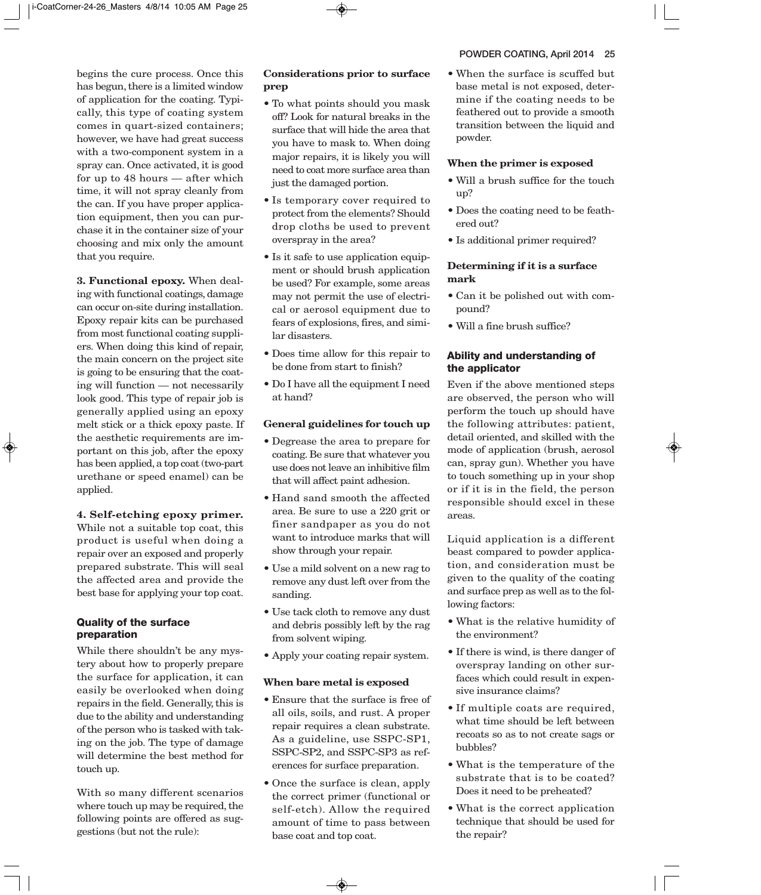begins the cure process. Once this has begun, there is a limited window of application for the coating. Typically, this type of coating system comes in quart-sized containers; however, we have had great success with a two-component system in a spray can. Once activated, it is good for up to 48 hours — after which time, it will not spray cleanly from the can. If you have proper application equipment, then you can purchase it in the container size of your choosing and mix only the amount that you require.

**3. Functional epoxy.** When dealing with functional coatings, damage can occur on-site during installation. Epoxy repair kits can be purchased from most functional coating suppliers. When doing this kind of repair, the main concern on the project site is going to be ensuring that the coating will function — not necessarily look good. This type of repair job is generally applied using an epoxy melt stick or a thick epoxy paste. If the aesthetic requirements are important on this job, after the epoxy has been applied, a top coat (two-part urethane or speed enamel) can be applied.

**4. Self-etching epoxy primer.** While not a suitable top coat, this product is useful when doing a repair over an exposed and properly prepared substrate. This will seal the affected area and provide the best base for applying your top coat.

### Quality of the surface preparation

While there shouldn't be any mystery about how to properly prepare the surface for application, it can easily be overlooked when doing repairs in the field. Generally, this is due to the ability and understanding of the person who is tasked with taking on the job. The type of damage will determine the best method for touch up.

With so many different scenarios where touch up may be required, the following points are offered as suggestions (but not the rule):

**Considerations prior to surface prep**

- To what points should you mask off? Look for natural breaks in the surface that will hide the area that you have to mask to. When doing major repairs, it is likely you will need to coat more surface area than just the damaged portion.
- Is temporary cover required to protect from the elements? Should drop cloths be used to prevent overspray in the area?
- Is it safe to use application equipment or should brush application be used? For example, some areas may not permit the use of electrical or aerosol equipment due to fears of explosions, fires, and similar disasters.
- Does time allow for this repair to be done from start to finish?
- Do I have all the equipment I need at hand?

**General guidelines for touch up**

- Degrease the area to prepare for coating. Be sure that whatever you use does not leave an inhibitive film that will affect paint adhesion.
- Hand sand smooth the affected area. Be sure to use a 220 grit or finer sandpaper as you do not want to introduce marks that will show through your repair.
- Use a mild solvent on a new rag to remove any dust left over from the sanding.
- Use tack cloth to remove any dust and debris possibly left by the rag from solvent wiping.
- Apply your coating repair system.

**When bare metal is exposed**

- Ensure that the surface is free of all oils, soils, and rust. A proper repair requires a clean substrate. As a guideline, use SSPC-SP1, SSPC-SP2, and SSPC-SP3 as references for surface preparation.
- Once the surface is clean, apply the correct primer (functional or self-etch). Allow the required amount of time to pass between base coat and top coat.
- When the surface is scuffed but base metal is not exposed, determine if the coating needs to be feathered out to provide a smooth transition between the liquid and powder.

**When the primer is exposed**

- Will a brush suffice for the touch up?
- Does the coating need to be feathered out?
- Is additional primer required?

**Determining if it is a surface mark**

- Can it be polished out with compound?
- Will a fine brush suffice?

### Ability and understanding of the applicator

Even if the above mentioned steps are observed, the person who will perform the touch up should have the following attributes: patient, detail oriented, and skilled with the mode of application (brush, aerosol can, spray gun). Whether you have to touch something up in your shop or if it is in the field, the person responsible should excel in these areas.

Liquid application is a different beast compared to powder application, and consideration must be given to the quality of the coating and surface prep as well as to the following factors:

- What is the relative humidity of the environment?
- If there is wind, is there danger of overspray landing on other surfaces which could result in expensive insurance claims?
- If multiple coats are required, what time should be left between recoats so as to not create sags or bubbles?
- What is the temperature of the substrate that is to be coated? Does it need to be preheated?
- What is the correct application technique that should be used for the repair?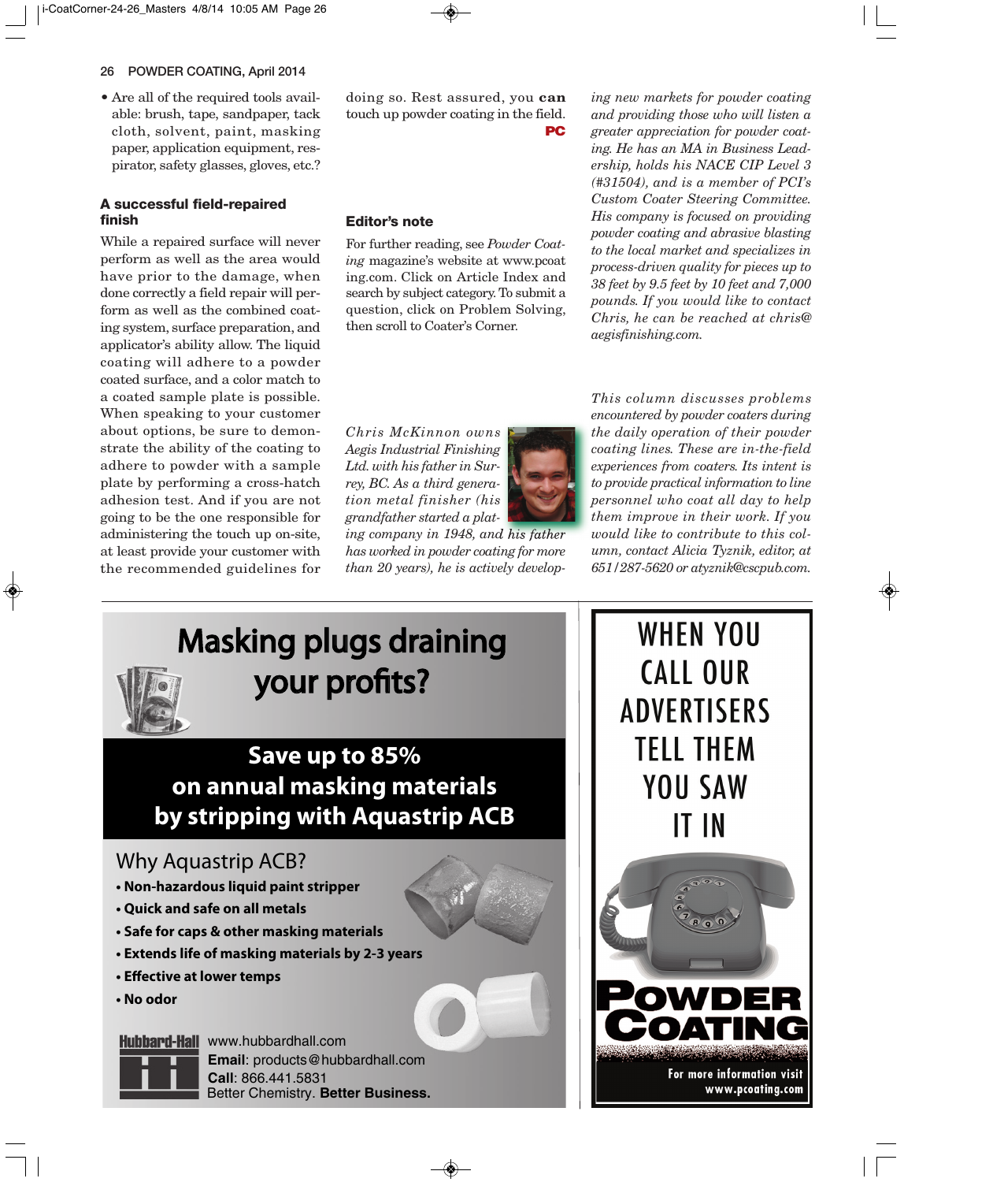- Are all of the required tools available: brush, tape, sandpaper, tack cloth, solvent, paint, masking paper, application equipment, respirator, safety glasses, gloves, etc.?

### A successful field-repaired finish

While a repaired surface will never perform as well as the area would have prior to the damage, when done correctly a field repair will perform as well as the combined coating system, surface preparation, and applicator's ability allow. The liquid coating will adhere to a powder coated surface, and a color match to a coated sample plate is possible. When speaking to your customer about options, be sure to demonstrate the ability of the coating to adhere to powder with a sample plate by performing a cross-hatch adhesion test. And if you are not going to be the one responsible for administering the touch up on-site, at least provide your customer with the recommended guidelines for doing so. Rest assured, you **can** touch up powder coating in the field.

**PC**

### Editor's note

For further reading, see *Powder Coating* magazine's website at www.pcoating.com. Click on Article Index and search by subject category. To submit a question, click on Problem Solving, then scroll to Coater's Corner.

*Chris McKinnon owns Aegis Industrial Finishing Ltd. with his father in Surrey, BC. As a third generation metal finisher (his grandfather started a plating company in 1948, and his father has worked in powder coating for more than 20 years), he is actively developing new markets for powder coating and providing those who will listen a greater appreciation for powder coating. He has an MA in Business Leadership, holds his NACE CIP Level 3 (#31504), and is a member of PCI's Custom Coater Steering Committee. His company is focused on providing powder coating and abrasive blasting to the local market and specializes in process-driven quality for pieces up to 38 feet by 9.5 feet by 10 feet and 7,000 pounds. If you would like to contact Chris, he can be reached at chris@aegisfinishing.com.*

*This column discusses problems encountered by powder coaters during the daily operation of their powder coating lines. These are in-the-field experiences from coaters. Its intent is to provide practical information to line personnel who coat all day to help them improve in their work. If you would like to contribute to this column, contact Alicia Tyznik, editor, at 651/287-5620 or atyznik@cscpub.com.*

**Masking plugs draining your profits?**

**Save up to 85% on annual masking materials by stripping with Aquastrip ACB**

Why Aquastrip ACB?

- **Non-hazardous liquid paint stripper**
- **Quick and safe on all metals**
- **Safe for caps & other masking materials**
- **Extends life of masking materials by 2-3 years**
- **Effective at lower temps**
- **No odor**

Hubbard-Hall
www.hubbardhall.com
**Email**: products@hubbardhall.com
**Call**: 866.441.5831
Better Chemistry. **Better Business.**

WHEN YOU CALL OUR ADVERTISERS TELL THEM YOU SAW IT IN

POWDER COATING

For more information visit www.pcoating.com